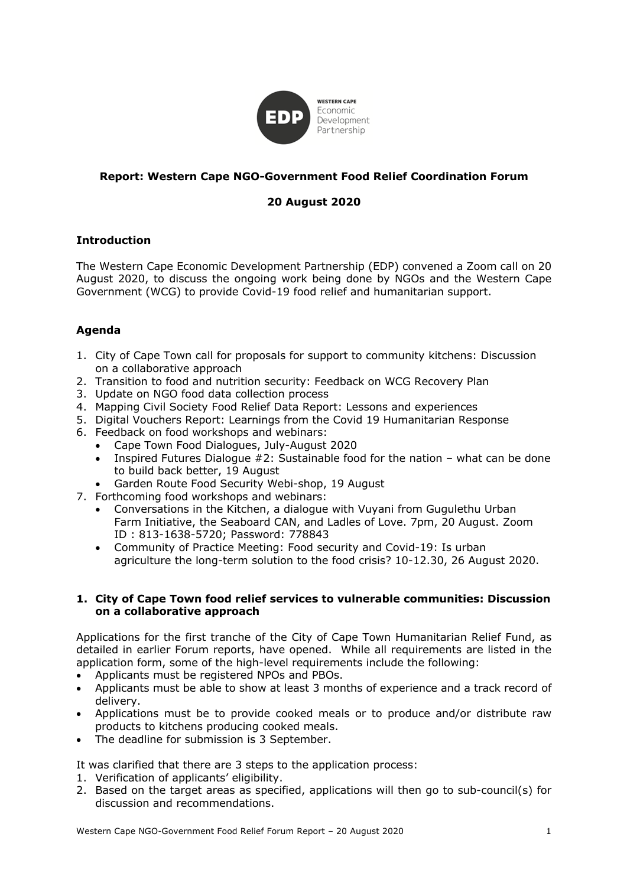**Report: Western Cape NGO-Government Food Relief Coordination Forum**

**20 August 2020**

## Introduction

The Western Cape Economic Development Partnership (EDP) convened a Zoom call on 20 August 2020, to discuss the ongoing work being done by NGOs and the Western Cape Government (WCG) to provide Covid-19 food relief and humanitarian support.

## Agenda

1. City of Cape Town call for proposals for support to community kitchens: Discussion on a collaborative approach
2. Transition to food and nutrition security: Feedback on WCG Recovery Plan
3. Update on NGO food data collection process
4. Mapping Civil Society Food Relief Data Report: Lessons and experiences
5. Digital Vouchers Report: Learnings from the Covid 19 Humanitarian Response
6. Feedback on food workshops and webinars:
   - Cape Town Food Dialogues, July-August 2020
   - Inspired Futures Dialogue #2: Sustainable food for the nation – what can be done to build back better, 19 August
   - Garden Route Food Security Webi-shop, 19 August
7. Forthcoming food workshops and webinars:
   - Conversations in the Kitchen, a dialogue with Vuyani from Gugulethu Urban Farm Initiative, the Seaboard CAN, and Ladles of Love. 7pm, 20 August. Zoom ID : 813-1638-5720; Password: 778843
   - Community of Practice Meeting: Food security and Covid-19: Is urban agriculture the long-term solution to the food crisis? 10-12.30, 26 August 2020.

### 1. City of Cape Town food relief services to vulnerable communities: Discussion on a collaborative approach

Applications for the first tranche of the City of Cape Town Humanitarian Relief Fund, as detailed in earlier Forum reports, have opened. While all requirements are listed in the application form, some of the high-level requirements include the following:

- Applicants must be registered NPOs and PBOs.
- Applicants must be able to show at least 3 months of experience and a track record of delivery.
- Applications must be to provide cooked meals or to produce and/or distribute raw products to kitchens producing cooked meals.
- The deadline for submission is 3 September.

It was clarified that there are 3 steps to the application process:

1. Verification of applicants' eligibility.
2. Based on the target areas as specified, applications will then go to sub-council(s) for discussion and recommendations.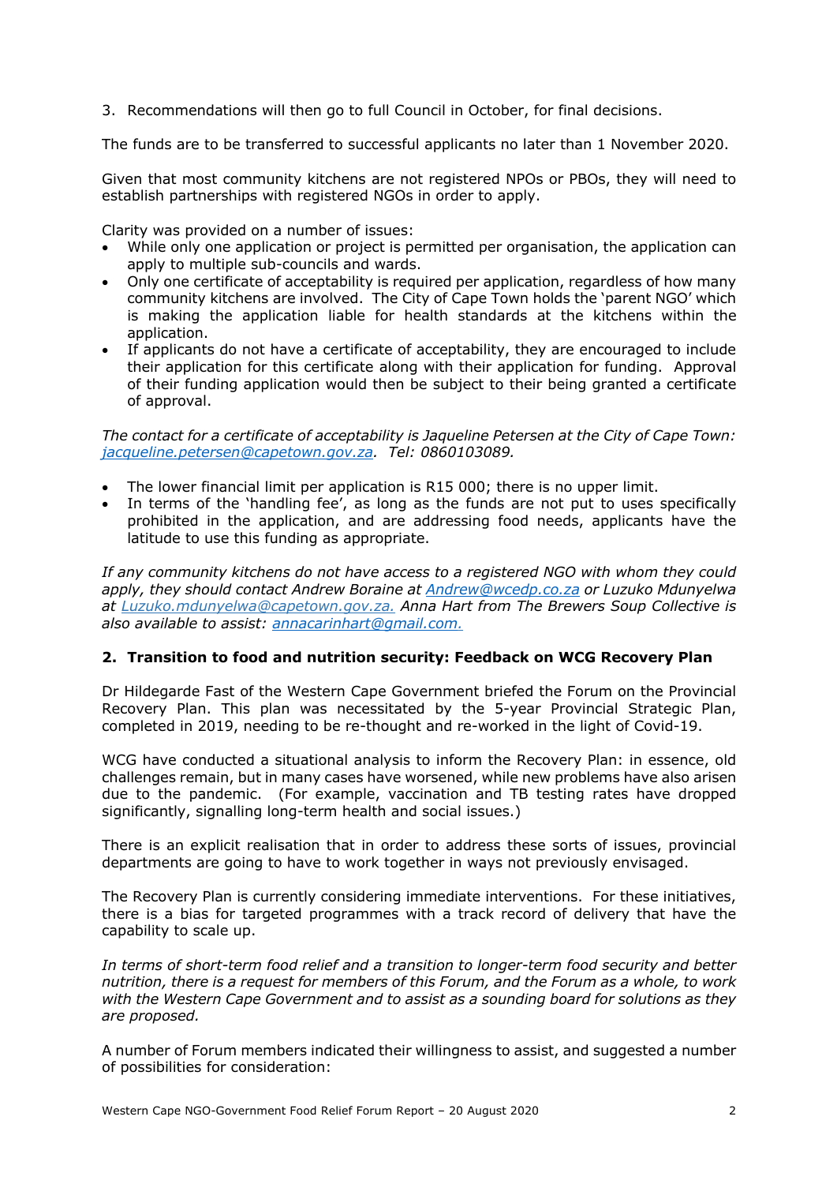3. Recommendations will then go to full Council in October, for final decisions.

The funds are to be transferred to successful applicants no later than 1 November 2020.

Given that most community kitchens are not registered NPOs or PBOs, they will need to establish partnerships with registered NGOs in order to apply.

Clarity was provided on a number of issues:

- While only one application or project is permitted per organisation, the application can apply to multiple sub-councils and wards.
- Only one certificate of acceptability is required per application, regardless of how many community kitchens are involved. The City of Cape Town holds the 'parent NGO' which is making the application liable for health standards at the kitchens within the application.
- If applicants do not have a certificate of acceptability, they are encouraged to include their application for this certificate along with their application for funding. Approval of their funding application would then be subject to their being granted a certificate of approval.

*The contact for a certificate of acceptability is Jaqueline Petersen at the City of Cape Town: jacqueline.petersen@capetown.gov.za. Tel: 0860103089.*

- The lower financial limit per application is R15 000; there is no upper limit.
- In terms of the 'handling fee', as long as the funds are not put to uses specifically prohibited in the application, and are addressing food needs, applicants have the latitude to use this funding as appropriate.

*If any community kitchens do not have access to a registered NGO with whom they could apply, they should contact Andrew Boraine at Andrew@wcedp.co.za or Luzuko Mdunyelwa at Luzuko.mdunyelwa@capetown.gov.za. Anna Hart from The Brewers Soup Collective is also available to assist: annacarinhart@gmail.com.*

## 2. Transition to food and nutrition security: Feedback on WCG Recovery Plan

Dr Hildegarde Fast of the Western Cape Government briefed the Forum on the Provincial Recovery Plan. This plan was necessitated by the 5-year Provincial Strategic Plan, completed in 2019, needing to be re-thought and re-worked in the light of Covid-19.

WCG have conducted a situational analysis to inform the Recovery Plan: in essence, old challenges remain, but in many cases have worsened, while new problems have also arisen due to the pandemic. (For example, vaccination and TB testing rates have dropped significantly, signalling long-term health and social issues.)

There is an explicit realisation that in order to address these sorts of issues, provincial departments are going to have to work together in ways not previously envisaged.

The Recovery Plan is currently considering immediate interventions. For these initiatives, there is a bias for targeted programmes with a track record of delivery that have the capability to scale up.

*In terms of short-term food relief and a transition to longer-term food security and better nutrition, there is a request for members of this Forum, and the Forum as a whole, to work with the Western Cape Government and to assist as a sounding board for solutions as they are proposed.*

A number of Forum members indicated their willingness to assist, and suggested a number of possibilities for consideration: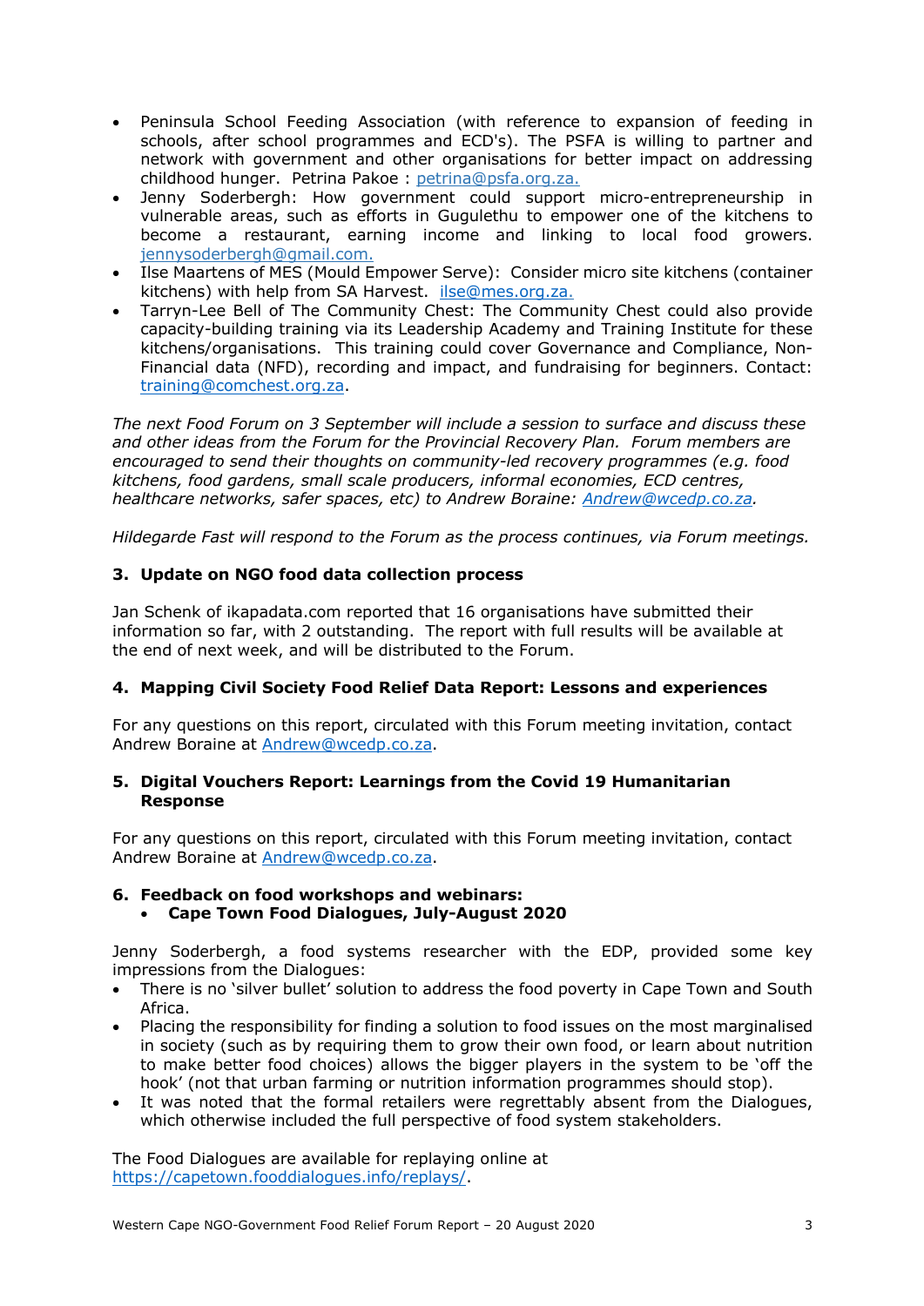- Peninsula School Feeding Association (with reference to expansion of feeding in schools, after school programmes and ECD's). The PSFA is willing to partner and network with government and other organisations for better impact on addressing childhood hunger. Petrina Pakoe : petrina@psfa.org.za.
- Jenny Soderbergh: How government could support micro-entrepreneurship in vulnerable areas, such as efforts in Gugulethu to empower one of the kitchens to become a restaurant, earning income and linking to local food growers. jennysoderbergh@gmail.com.
- Ilse Maartens of MES (Mould Empower Serve): Consider micro site kitchens (container kitchens) with help from SA Harvest. ilse@mes.org.za.
- Tarryn-Lee Bell of The Community Chest: The Community Chest could also provide capacity-building training via its Leadership Academy and Training Institute for these kitchens/organisations. This training could cover Governance and Compliance, Non-Financial data (NFD), recording and impact, and fundraising for beginners. Contact: training@comchest.org.za.

*The next Food Forum on 3 September will include a session to surface and discuss these and other ideas from the Forum for the Provincial Recovery Plan. Forum members are encouraged to send their thoughts on community-led recovery programmes (e.g. food kitchens, food gardens, small scale producers, informal economies, ECD centres, healthcare networks, safer spaces, etc) to Andrew Boraine: Andrew@wcedp.co.za.*

*Hildegarde Fast will respond to the Forum as the process continues, via Forum meetings.*

### 3. Update on NGO food data collection process

Jan Schenk of ikapadata.com reported that 16 organisations have submitted their information so far, with 2 outstanding. The report with full results will be available at the end of next week, and will be distributed to the Forum.

### 4. Mapping Civil Society Food Relief Data Report: Lessons and experiences

For any questions on this report, circulated with this Forum meeting invitation, contact Andrew Boraine at Andrew@wcedp.co.za.

### 5. Digital Vouchers Report: Learnings from the Covid 19 Humanitarian Response

For any questions on this report, circulated with this Forum meeting invitation, contact Andrew Boraine at Andrew@wcedp.co.za.

### 6. Feedback on food workshops and webinars:

- **Cape Town Food Dialogues, July-August 2020**

Jenny Soderbergh, a food systems researcher with the EDP, provided some key impressions from the Dialogues:

- There is no 'silver bullet' solution to address the food poverty in Cape Town and South Africa.
- Placing the responsibility for finding a solution to food issues on the most marginalised in society (such as by requiring them to grow their own food, or learn about nutrition to make better food choices) allows the bigger players in the system to be 'off the hook' (not that urban farming or nutrition information programmes should stop).
- It was noted that the formal retailers were regrettably absent from the Dialogues, which otherwise included the full perspective of food system stakeholders.

The Food Dialogues are available for replaying online at https://capetown.fooddialogues.info/replays/.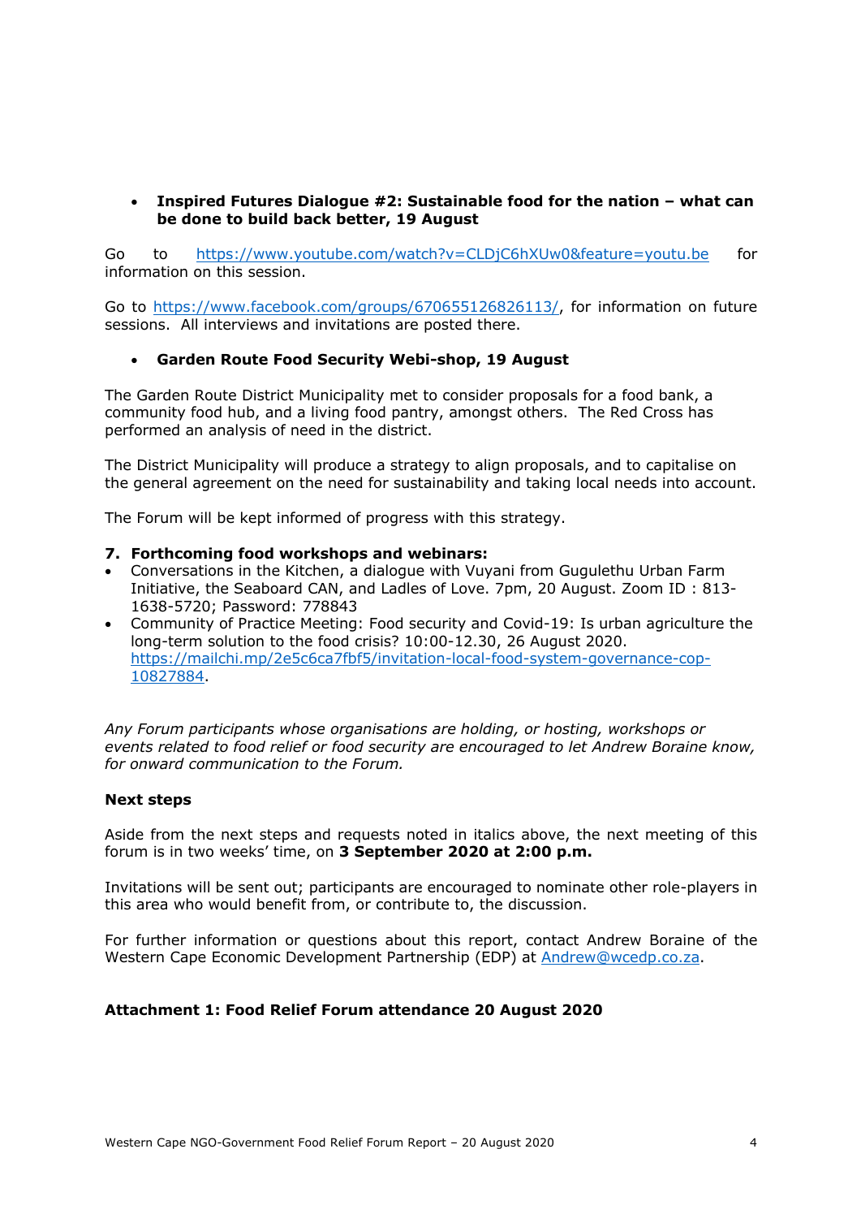- **Inspired Futures Dialogue #2: Sustainable food for the nation – what can be done to build back better, 19 August**

Go to https://www.youtube.com/watch?v=CLDjC6hXUw0&feature=youtu.be for information on this session.

Go to https://www.facebook.com/groups/670655126826113/, for information on future sessions. All interviews and invitations are posted there.

- **Garden Route Food Security Webi-shop, 19 August**

The Garden Route District Municipality met to consider proposals for a food bank, a community food hub, and a living food pantry, amongst others. The Red Cross has performed an analysis of need in the district.

The District Municipality will produce a strategy to align proposals, and to capitalise on the general agreement on the need for sustainability and taking local needs into account.

The Forum will be kept informed of progress with this strategy.

**7. Forthcoming food workshops and webinars:**

- Conversations in the Kitchen, a dialogue with Vuyani from Gugulethu Urban Farm Initiative, the Seaboard CAN, and Ladles of Love. 7pm, 20 August. Zoom ID : 813-1638-5720; Password: 778843
- Community of Practice Meeting: Food security and Covid-19: Is urban agriculture the long-term solution to the food crisis? 10:00-12.30, 26 August 2020. https://mailchi.mp/2e5c6ca7fbf5/invitation-local-food-system-governance-cop-10827884.

*Any Forum participants whose organisations are holding, or hosting, workshops or events related to food relief or food security are encouraged to let Andrew Boraine know, for onward communication to the Forum.*

**Next steps**

Aside from the next steps and requests noted in italics above, the next meeting of this forum is in two weeks' time, on **3 September 2020 at 2:00 p.m.**

Invitations will be sent out; participants are encouraged to nominate other role-players in this area who would benefit from, or contribute to, the discussion.

For further information or questions about this report, contact Andrew Boraine of the Western Cape Economic Development Partnership (EDP) at Andrew@wcedp.co.za.

**Attachment 1: Food Relief Forum attendance 20 August 2020**